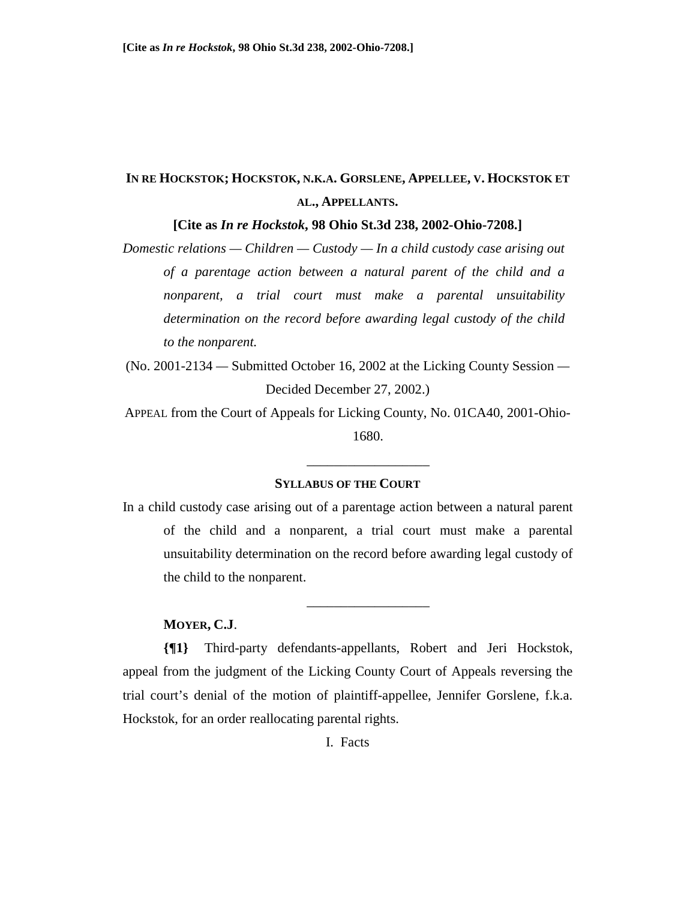# IN RE HOCKSTOK; HOCKSTOK, N.K.A. GORSLENE, APPELLEE, v. HOCKSTOK ET AL., APPELLANTS.

**[Cite as *In re Hockstok*, 98 Ohio St.3d 238, 2002-Ohio-7208.]**

*Domestic relations — Children — Custody — In a child custody case arising out of a parentage action between a natural parent of the child and a nonparent, a trial court must make a parental unsuitability determination on the record before awarding legal custody of the child to the nonparent.*

(No. 2001-2134 — Submitted October 16, 2002 at the Licking County Session — Decided December 27, 2002.)

APPEAL from the Court of Appeals for Licking County, No. 01CA40, 2001-Ohio-1680.

---

### SYLLABUS OF THE COURT

In a child custody case arising out of a parentage action between a natural parent of the child and a nonparent, a trial court must make a parental unsuitability determination on the record before awarding legal custody of the child to the nonparent.

---

**MOYER, C.J.**

**{¶1}** Third-party defendants-appellants, Robert and Jeri Hockstok, appeal from the judgment of the Licking County Court of Appeals reversing the trial court's denial of the motion of plaintiff-appellee, Jennifer Gorslene, f.k.a. Hockstok, for an order reallocating parental rights.

## I. Facts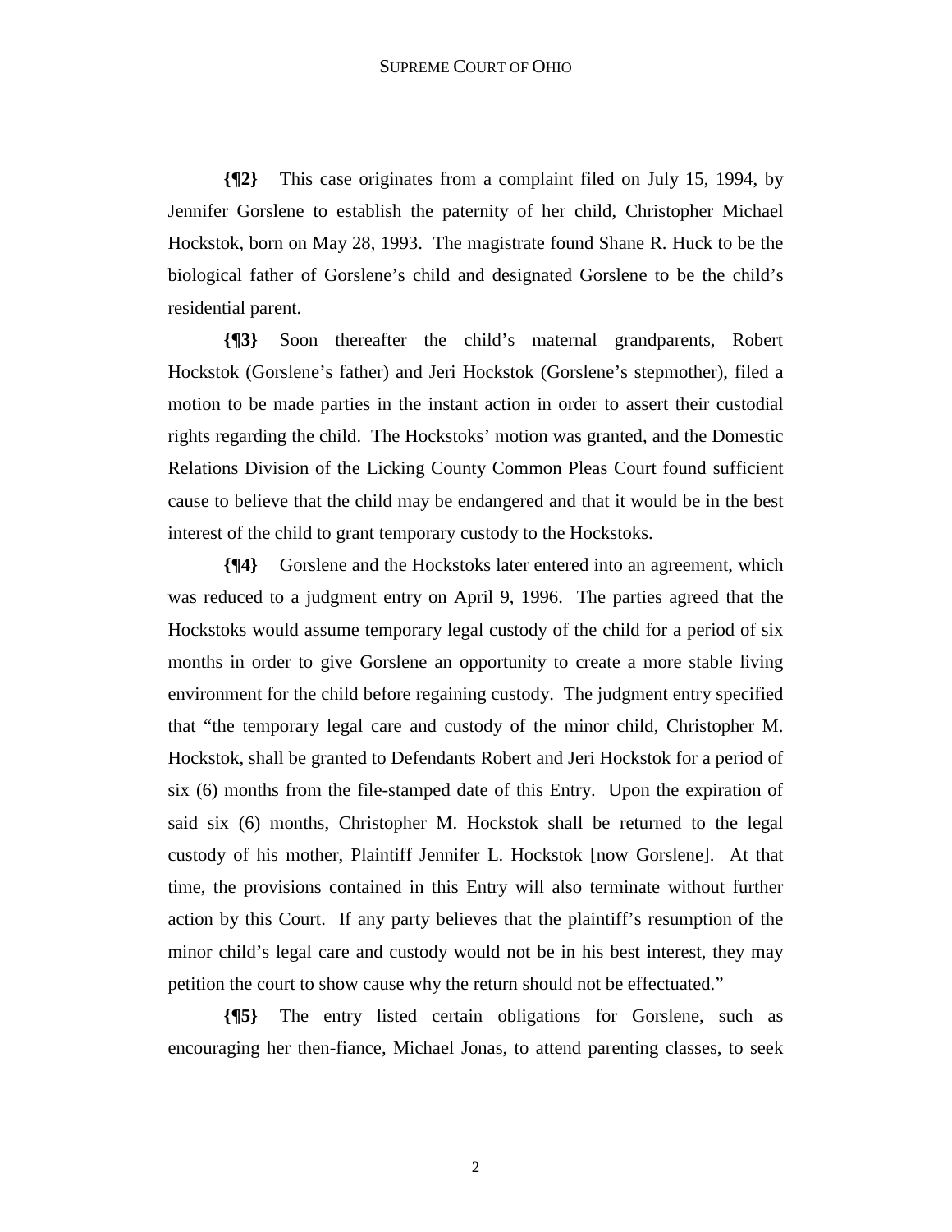**{¶2}** This case originates from a complaint filed on July 15, 1994, by Jennifer Gorslene to establish the paternity of her child, Christopher Michael Hockstok, born on May 28, 1993. The magistrate found Shane R. Huck to be the biological father of Gorslene's child and designated Gorslene to be the child's residential parent.

**{¶3}** Soon thereafter the child's maternal grandparents, Robert Hockstok (Gorslene's father) and Jeri Hockstok (Gorslene's stepmother), filed a motion to be made parties in the instant action in order to assert their custodial rights regarding the child. The Hockstoks' motion was granted, and the Domestic Relations Division of the Licking County Common Pleas Court found sufficient cause to believe that the child may be endangered and that it would be in the best interest of the child to grant temporary custody to the Hockstoks.

**{¶4}** Gorslene and the Hockstoks later entered into an agreement, which was reduced to a judgment entry on April 9, 1996. The parties agreed that the Hockstoks would assume temporary legal custody of the child for a period of six months in order to give Gorslene an opportunity to create a more stable living environment for the child before regaining custody. The judgment entry specified that "the temporary legal care and custody of the minor child, Christopher M. Hockstok, shall be granted to Defendants Robert and Jeri Hockstok for a period of six (6) months from the file-stamped date of this Entry. Upon the expiration of said six (6) months, Christopher M. Hockstok shall be returned to the legal custody of his mother, Plaintiff Jennifer L. Hockstok [now Gorslene]. At that time, the provisions contained in this Entry will also terminate without further action by this Court. If any party believes that the plaintiff's resumption of the minor child's legal care and custody would not be in his best interest, they may petition the court to show cause why the return should not be effectuated."

**{¶5}** The entry listed certain obligations for Gorslene, such as encouraging her then-fiance, Michael Jonas, to attend parenting classes, to seek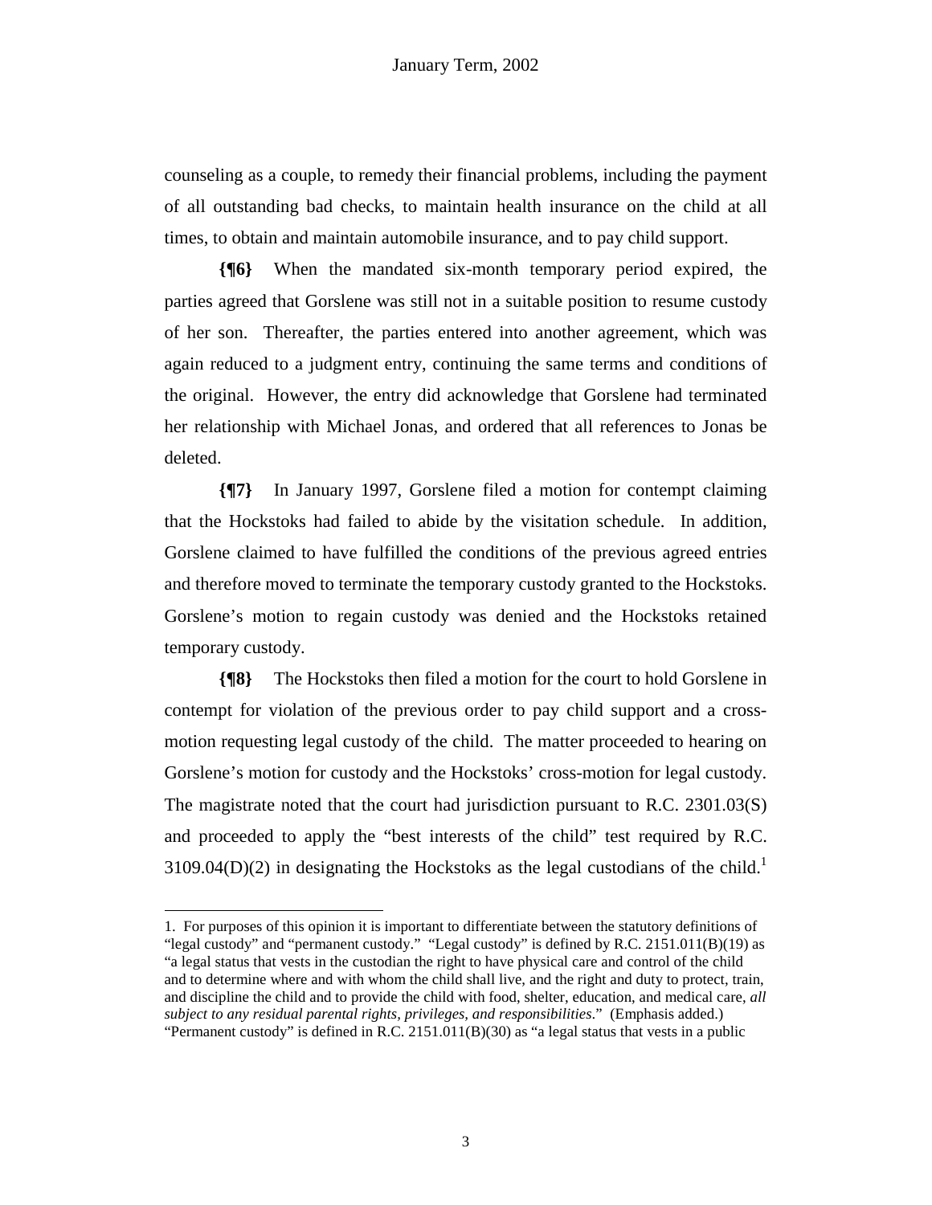counseling as a couple, to remedy their financial problems, including the payment of all outstanding bad checks, to maintain health insurance on the child at all times, to obtain and maintain automobile insurance, and to pay child support.

**{¶6}** When the mandated six-month temporary period expired, the parties agreed that Gorslene was still not in a suitable position to resume custody of her son. Thereafter, the parties entered into another agreement, which was again reduced to a judgment entry, continuing the same terms and conditions of the original. However, the entry did acknowledge that Gorslene had terminated her relationship with Michael Jonas, and ordered that all references to Jonas be deleted.

**{¶7}** In January 1997, Gorslene filed a motion for contempt claiming that the Hockstoks had failed to abide by the visitation schedule. In addition, Gorslene claimed to have fulfilled the conditions of the previous agreed entries and therefore moved to terminate the temporary custody granted to the Hockstoks. Gorslene's motion to regain custody was denied and the Hockstoks retained temporary custody.

**{¶8}** The Hockstoks then filed a motion for the court to hold Gorslene in contempt for violation of the previous order to pay child support and a cross-motion requesting legal custody of the child. The matter proceeded to hearing on Gorslene's motion for custody and the Hockstoks' cross-motion for legal custody. The magistrate noted that the court had jurisdiction pursuant to R.C. 2301.03(S) and proceeded to apply the "best interests of the child" test required by R.C. 3109.04(D)(2) in designating the Hockstoks as the legal custodians of the child.[1]

---

1. For purposes of this opinion it is important to differentiate between the statutory definitions of "legal custody" and "permanent custody." "Legal custody" is defined by R.C. 2151.011(B)(19) as "a legal status that vests in the custodian the right to have physical care and control of the child and to determine where and with whom the child shall live, and the right and duty to protect, train, and discipline the child and to provide the child with food, shelter, education, and medical care, *all subject to any residual parental rights, privileges, and responsibilities*." (Emphasis added.) "Permanent custody" is defined in R.C. 2151.011(B)(30) as "a legal status that vests in a public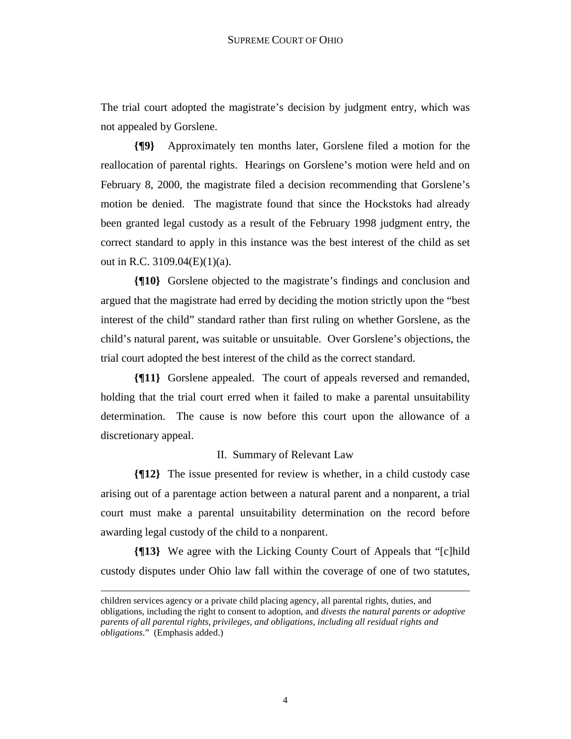The trial court adopted the magistrate's decision by judgment entry, which was not appealed by Gorslene.

**{¶9}** Approximately ten months later, Gorslene filed a motion for the reallocation of parental rights. Hearings on Gorslene's motion were held and on February 8, 2000, the magistrate filed a decision recommending that Gorslene's motion be denied. The magistrate found that since the Hockstoks had already been granted legal custody as a result of the February 1998 judgment entry, the correct standard to apply in this instance was the best interest of the child as set out in R.C. 3109.04(E)(1)(a).

**{¶10}** Gorslene objected to the magistrate's findings and conclusion and argued that the magistrate had erred by deciding the motion strictly upon the "best interest of the child" standard rather than first ruling on whether Gorslene, as the child's natural parent, was suitable or unsuitable. Over Gorslene's objections, the trial court adopted the best interest of the child as the correct standard.

**{¶11}** Gorslene appealed. The court of appeals reversed and remanded, holding that the trial court erred when it failed to make a parental unsuitability determination. The cause is now before this court upon the allowance of a discretionary appeal.

## II. Summary of Relevant Law

**{¶12}** The issue presented for review is whether, in a child custody case arising out of a parentage action between a natural parent and a nonparent, a trial court must make a parental unsuitability determination on the record before awarding legal custody of the child to a nonparent.

**{¶13}** We agree with the Licking County Court of Appeals that "[c]hild custody disputes under Ohio law fall within the coverage of one of two statutes,

---

children services agency or a private child placing agency, all parental rights, duties, and obligations, including the right to consent to adoption, and *divests the natural parents or adoptive parents of all parental rights, privileges, and obligations, including all residual rights and obligations.*" (Emphasis added.)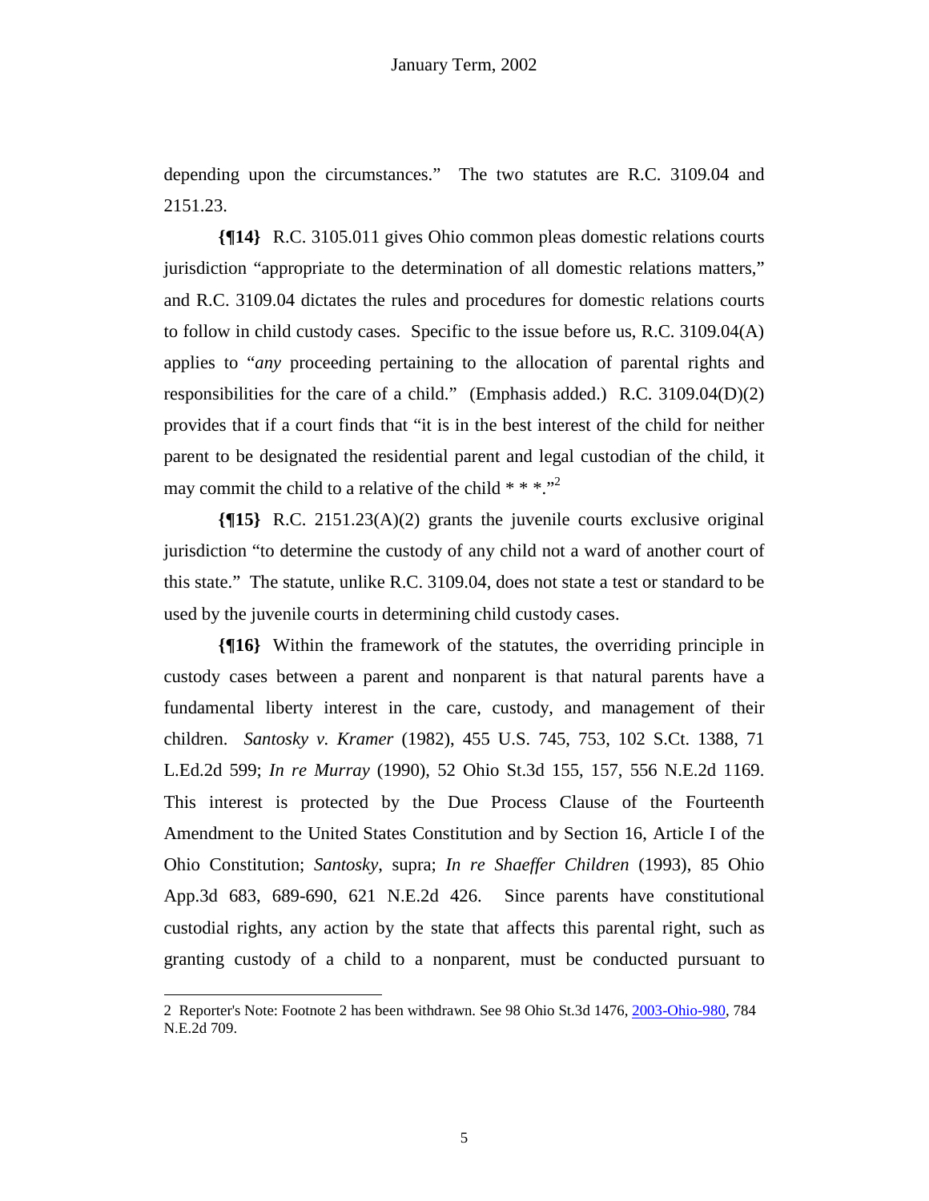depending upon the circumstances." The two statutes are R.C. 3109.04 and 2151.23.

**{¶14}** R.C. 3105.011 gives Ohio common pleas domestic relations courts jurisdiction "appropriate to the determination of all domestic relations matters," and R.C. 3109.04 dictates the rules and procedures for domestic relations courts to follow in child custody cases. Specific to the issue before us, R.C. 3109.04(A) applies to "*any* proceeding pertaining to the allocation of parental rights and responsibilities for the care of a child." (Emphasis added.) R.C. 3109.04(D)(2) provides that if a court finds that "it is in the best interest of the child for neither parent to be designated the residential parent and legal custodian of the child, it may commit the child to a relative of the child * * *."[2]

**{¶15}** R.C. 2151.23(A)(2) grants the juvenile courts exclusive original jurisdiction "to determine the custody of any child not a ward of another court of this state." The statute, unlike R.C. 3109.04, does not state a test or standard to be used by the juvenile courts in determining child custody cases.

**{¶16}** Within the framework of the statutes, the overriding principle in custody cases between a parent and nonparent is that natural parents have a fundamental liberty interest in the care, custody, and management of their children. *Santosky v. Kramer* (1982), 455 U.S. 745, 753, 102 S.Ct. 1388, 71 L.Ed.2d 599; *In re Murray* (1990), 52 Ohio St.3d 155, 157, 556 N.E.2d 1169. This interest is protected by the Due Process Clause of the Fourteenth Amendment to the United States Constitution and by Section 16, Article I of the Ohio Constitution; *Santosky*, supra; *In re Shaeffer Children* (1993), 85 Ohio App.3d 683, 689-690, 621 N.E.2d 426. Since parents have constitutional custodial rights, any action by the state that affects this parental right, such as granting custody of a child to a nonparent, must be conducted pursuant to

---

2 Reporter's Note: Footnote 2 has been withdrawn. See 98 Ohio St.3d 1476, 2003-Ohio-980, 784 N.E.2d 709.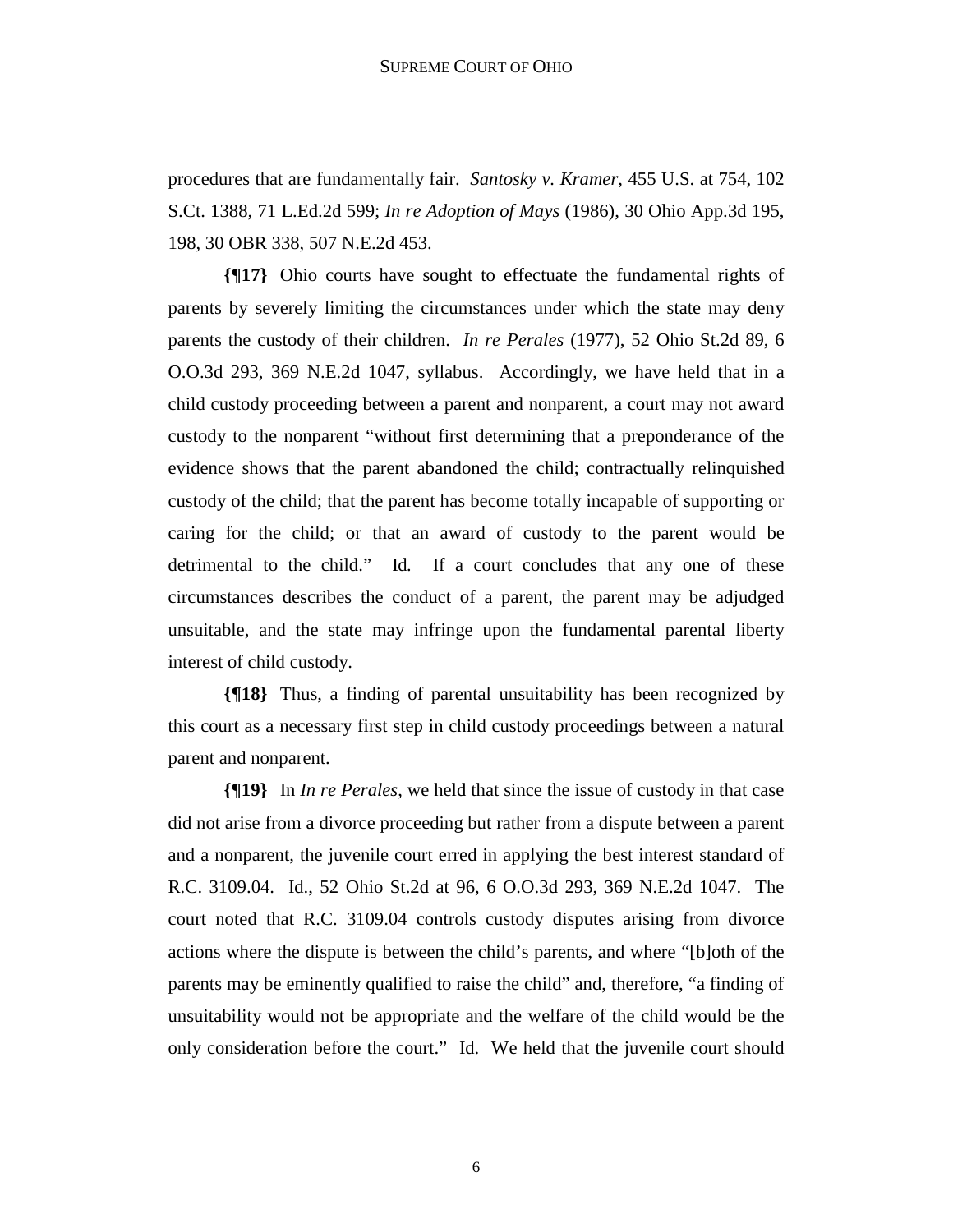procedures that are fundamentally fair. *Santosky v. Kramer*, 455 U.S. at 754, 102 S.Ct. 1388, 71 L.Ed.2d 599; *In re Adoption of Mays* (1986), 30 Ohio App.3d 195, 198, 30 OBR 338, 507 N.E.2d 453.

**{¶17}** Ohio courts have sought to effectuate the fundamental rights of parents by severely limiting the circumstances under which the state may deny parents the custody of their children. *In re Perales* (1977), 52 Ohio St.2d 89, 6 O.O.3d 293, 369 N.E.2d 1047, syllabus. Accordingly, we have held that in a child custody proceeding between a parent and nonparent, a court may not award custody to the nonparent "without first determining that a preponderance of the evidence shows that the parent abandoned the child; contractually relinquished custody of the child; that the parent has become totally incapable of supporting or caring for the child; or that an award of custody to the parent would be detrimental to the child." Id*.* If a court concludes that any one of these circumstances describes the conduct of a parent, the parent may be adjudged unsuitable, and the state may infringe upon the fundamental parental liberty interest of child custody.

**{¶18}** Thus, a finding of parental unsuitability has been recognized by this court as a necessary first step in child custody proceedings between a natural parent and nonparent.

**{¶19}** In *In re Perales*, we held that since the issue of custody in that case did not arise from a divorce proceeding but rather from a dispute between a parent and a nonparent, the juvenile court erred in applying the best interest standard of R.C. 3109.04. Id., 52 Ohio St.2d at 96, 6 O.O.3d 293, 369 N.E.2d 1047. The court noted that R.C. 3109.04 controls custody disputes arising from divorce actions where the dispute is between the child's parents, and where "[b]oth of the parents may be eminently qualified to raise the child" and, therefore, "a finding of unsuitability would not be appropriate and the welfare of the child would be the only consideration before the court." Id. We held that the juvenile court should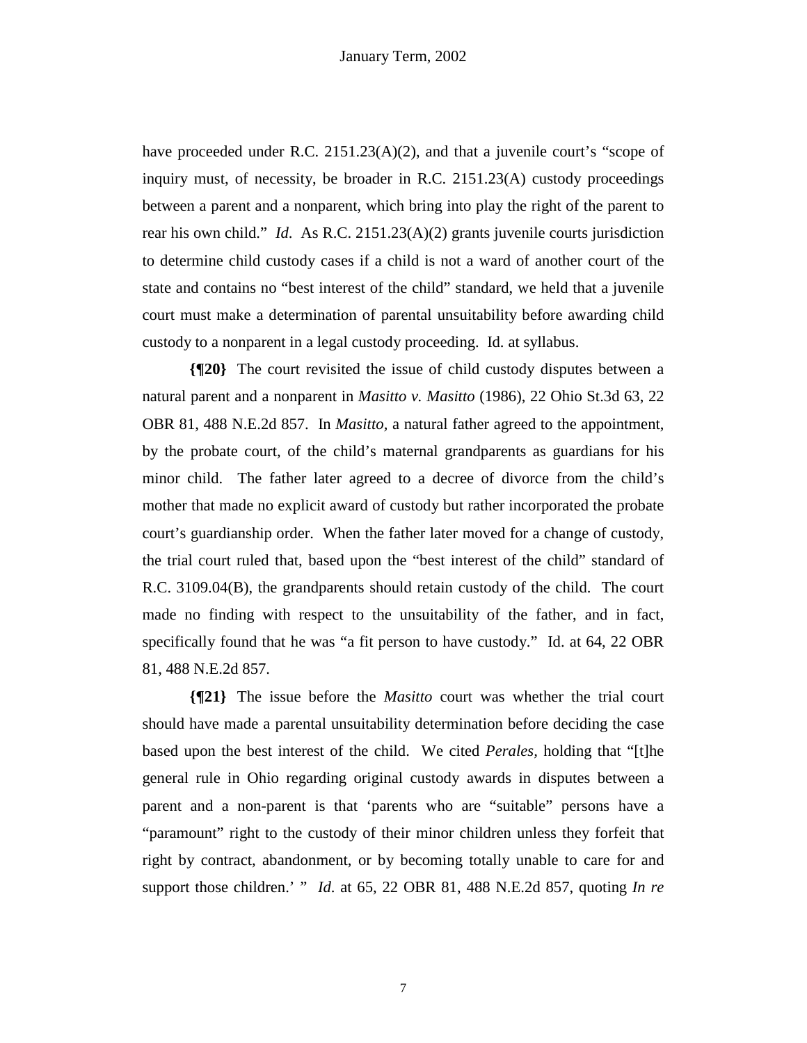have proceeded under R.C. 2151.23(A)(2), and that a juvenile court's "scope of inquiry must, of necessity, be broader in R.C. 2151.23(A) custody proceedings between a parent and a nonparent, which bring into play the right of the parent to rear his own child." *Id*. As R.C. 2151.23(A)(2) grants juvenile courts jurisdiction to determine child custody cases if a child is not a ward of another court of the state and contains no "best interest of the child" standard, we held that a juvenile court must make a determination of parental unsuitability before awarding child custody to a nonparent in a legal custody proceeding. Id. at syllabus.

**{¶20}** The court revisited the issue of child custody disputes between a natural parent and a nonparent in *Masitto v. Masitto* (1986), 22 Ohio St.3d 63, 22 OBR 81, 488 N.E.2d 857. In *Masitto,* a natural father agreed to the appointment, by the probate court, of the child's maternal grandparents as guardians for his minor child. The father later agreed to a decree of divorce from the child's mother that made no explicit award of custody but rather incorporated the probate court's guardianship order. When the father later moved for a change of custody, the trial court ruled that, based upon the "best interest of the child" standard of R.C. 3109.04(B), the grandparents should retain custody of the child. The court made no finding with respect to the unsuitability of the father, and in fact, specifically found that he was "a fit person to have custody." Id. at 64, 22 OBR 81, 488 N.E.2d 857.

**{¶21}** The issue before the *Masitto* court was whether the trial court should have made a parental unsuitability determination before deciding the case based upon the best interest of the child. We cited *Perales,* holding that "[t]he general rule in Ohio regarding original custody awards in disputes between a parent and a non-parent is that 'parents who are "suitable" persons have a "paramount" right to the custody of their minor children unless they forfeit that right by contract, abandonment, or by becoming totally unable to care for and support those children.' " *Id.* at 65, 22 OBR 81, 488 N.E.2d 857, quoting *In re*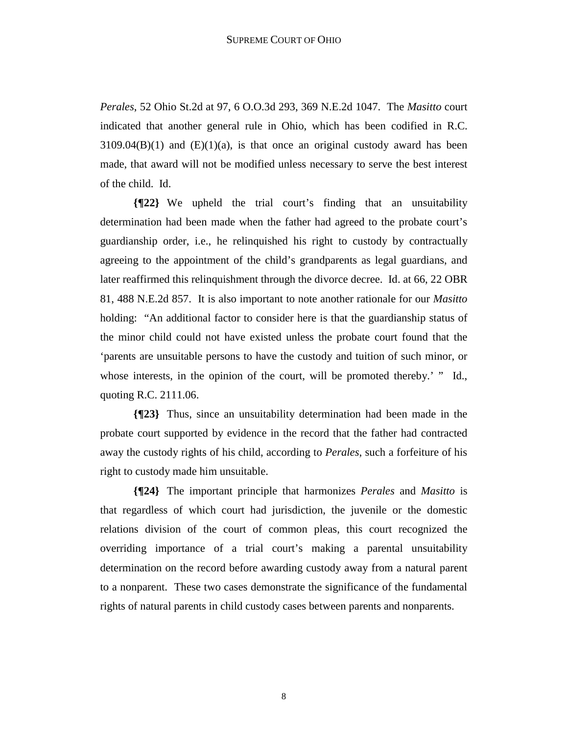*Perales*, 52 Ohio St.2d at 97, 6 O.O.3d 293, 369 N.E.2d 1047. The *Masitto* court indicated that another general rule in Ohio, which has been codified in R.C. 3109.04(B)(1) and (E)(1)(a), is that once an original custody award has been made, that award will not be modified unless necessary to serve the best interest of the child. Id.

**{¶22}** We upheld the trial court's finding that an unsuitability determination had been made when the father had agreed to the probate court's guardianship order, i.e., he relinquished his right to custody by contractually agreeing to the appointment of the child's grandparents as legal guardians, and later reaffirmed this relinquishment through the divorce decree. Id. at 66, 22 OBR 81, 488 N.E.2d 857. It is also important to note another rationale for our *Masitto* holding: "An additional factor to consider here is that the guardianship status of the minor child could not have existed unless the probate court found that the 'parents are unsuitable persons to have the custody and tuition of such minor, or whose interests, in the opinion of the court, will be promoted thereby.' " Id., quoting R.C. 2111.06.

**{¶23}** Thus, since an unsuitability determination had been made in the probate court supported by evidence in the record that the father had contracted away the custody rights of his child, according to *Perales*, such a forfeiture of his right to custody made him unsuitable.

**{¶24}** The important principle that harmonizes *Perales* and *Masitto* is that regardless of which court had jurisdiction, the juvenile or the domestic relations division of the court of common pleas, this court recognized the overriding importance of a trial court's making a parental unsuitability determination on the record before awarding custody away from a natural parent to a nonparent. These two cases demonstrate the significance of the fundamental rights of natural parents in child custody cases between parents and nonparents.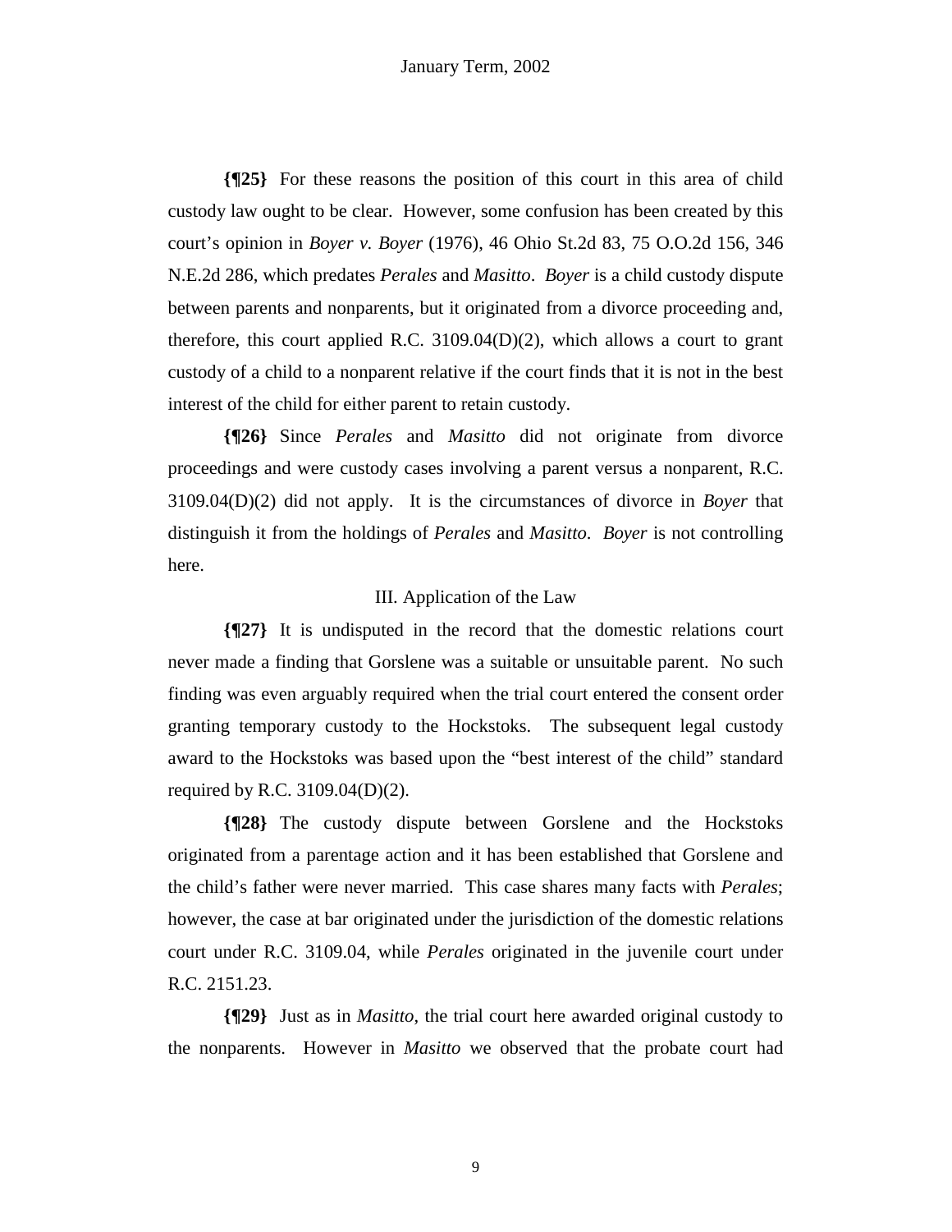**{¶25}** For these reasons the position of this court in this area of child custody law ought to be clear. However, some confusion has been created by this court's opinion in *Boyer v. Boyer* (1976), 46 Ohio St.2d 83, 75 O.O.2d 156, 346 N.E.2d 286, which predates *Perales* and *Masitto*. *Boyer* is a child custody dispute between parents and nonparents, but it originated from a divorce proceeding and, therefore, this court applied R.C. 3109.04(D)(2), which allows a court to grant custody of a child to a nonparent relative if the court finds that it is not in the best interest of the child for either parent to retain custody.

**{¶26}** Since *Perales* and *Masitto* did not originate from divorce proceedings and were custody cases involving a parent versus a nonparent, R.C. 3109.04(D)(2) did not apply. It is the circumstances of divorce in *Boyer* that distinguish it from the holdings of *Perales* and *Masitto*. *Boyer* is not controlling here.

III. Application of the Law

**{¶27}** It is undisputed in the record that the domestic relations court never made a finding that Gorslene was a suitable or unsuitable parent. No such finding was even arguably required when the trial court entered the consent order granting temporary custody to the Hockstoks. The subsequent legal custody award to the Hockstoks was based upon the "best interest of the child" standard required by R.C. 3109.04(D)(2).

**{¶28}** The custody dispute between Gorslene and the Hockstoks originated from a parentage action and it has been established that Gorslene and the child's father were never married. This case shares many facts with *Perales*; however, the case at bar originated under the jurisdiction of the domestic relations court under R.C. 3109.04, while *Perales* originated in the juvenile court under R.C. 2151.23.

**{¶29}** Just as in *Masitto*, the trial court here awarded original custody to the nonparents. However in *Masitto* we observed that the probate court had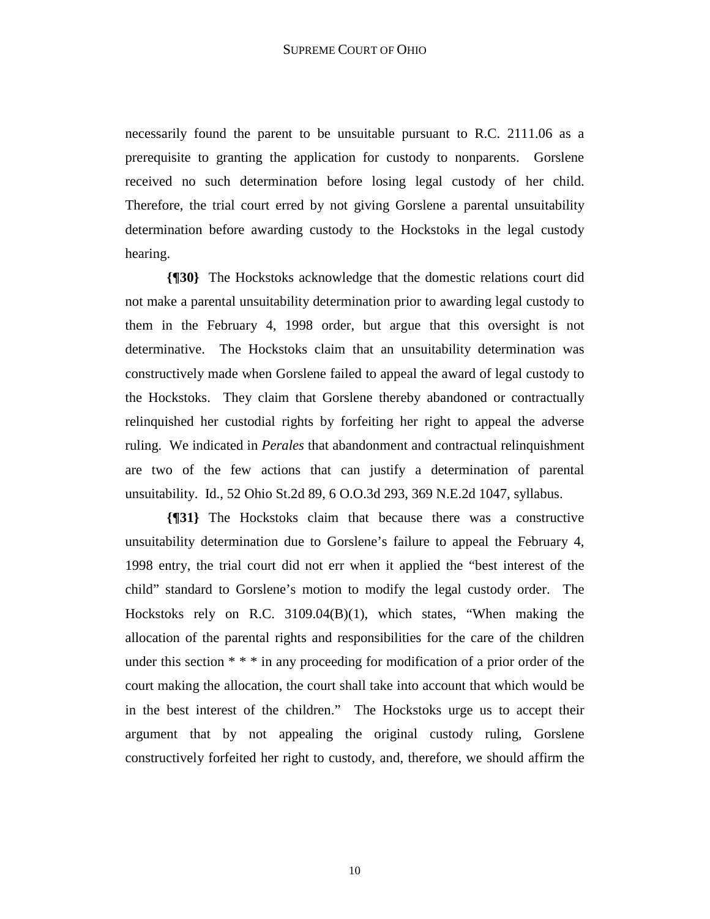necessarily found the parent to be unsuitable pursuant to R.C. 2111.06 as a prerequisite to granting the application for custody to nonparents. Gorslene received no such determination before losing legal custody of her child. Therefore, the trial court erred by not giving Gorslene a parental unsuitability determination before awarding custody to the Hockstoks in the legal custody hearing.

**{¶30}** The Hockstoks acknowledge that the domestic relations court did not make a parental unsuitability determination prior to awarding legal custody to them in the February 4, 1998 order, but argue that this oversight is not determinative. The Hockstoks claim that an unsuitability determination was constructively made when Gorslene failed to appeal the award of legal custody to the Hockstoks. They claim that Gorslene thereby abandoned or contractually relinquished her custodial rights by forfeiting her right to appeal the adverse ruling. We indicated in *Perales* that abandonment and contractual relinquishment are two of the few actions that can justify a determination of parental unsuitability. Id., 52 Ohio St.2d 89, 6 O.O.3d 293, 369 N.E.2d 1047, syllabus.

**{¶31}** The Hockstoks claim that because there was a constructive unsuitability determination due to Gorslene's failure to appeal the February 4, 1998 entry, the trial court did not err when it applied the "best interest of the child" standard to Gorslene's motion to modify the legal custody order. The Hockstoks rely on R.C. 3109.04(B)(1), which states, "When making the allocation of the parental rights and responsibilities for the care of the children under this section * * * in any proceeding for modification of a prior order of the court making the allocation, the court shall take into account that which would be in the best interest of the children." The Hockstoks urge us to accept their argument that by not appealing the original custody ruling, Gorslene constructively forfeited her right to custody, and, therefore, we should affirm the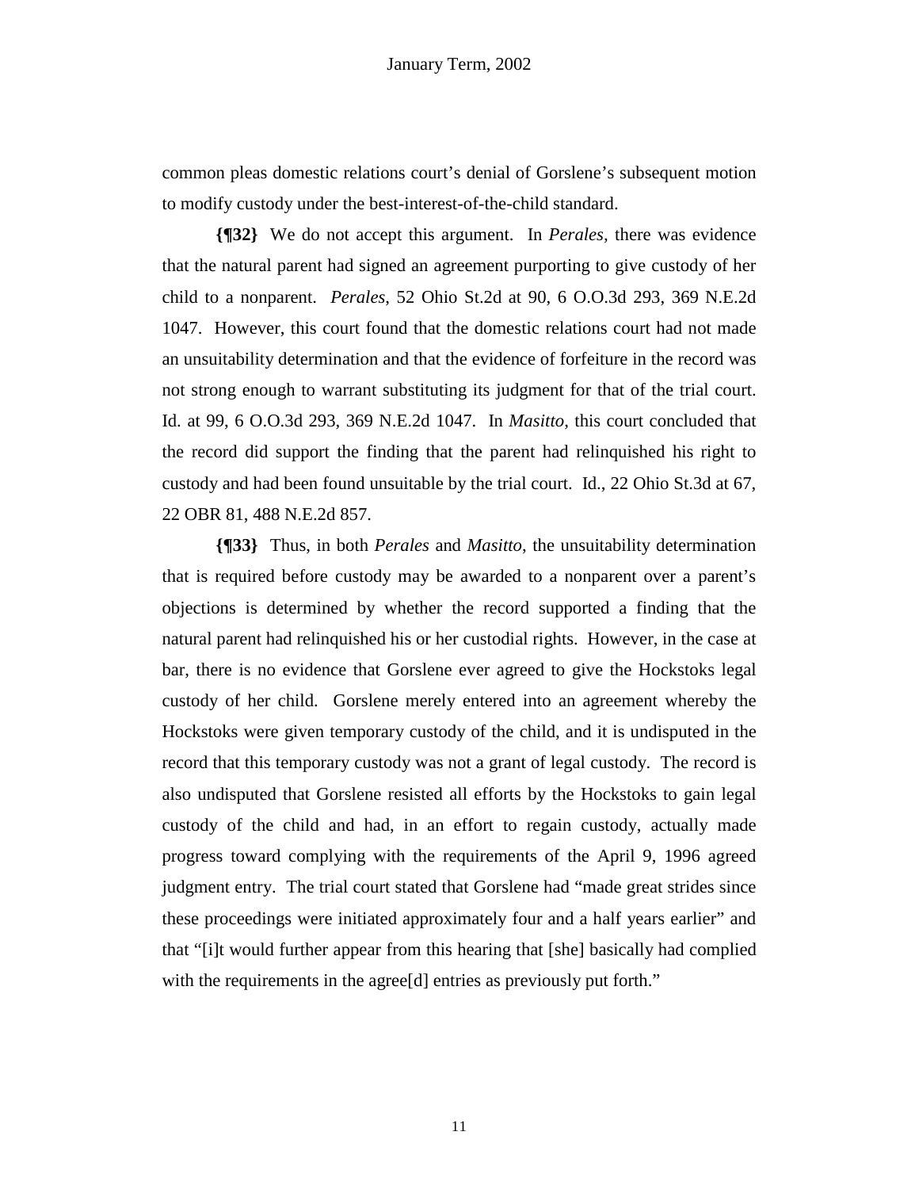common pleas domestic relations court's denial of Gorslene's subsequent motion to modify custody under the best-interest-of-the-child standard.

**{¶32}** We do not accept this argument. In *Perales,* there was evidence that the natural parent had signed an agreement purporting to give custody of her child to a nonparent. *Perales*, 52 Ohio St.2d at 90, 6 O.O.3d 293, 369 N.E.2d 1047. However, this court found that the domestic relations court had not made an unsuitability determination and that the evidence of forfeiture in the record was not strong enough to warrant substituting its judgment for that of the trial court. Id. at 99, 6 O.O.3d 293, 369 N.E.2d 1047. In *Masitto,* this court concluded that the record did support the finding that the parent had relinquished his right to custody and had been found unsuitable by the trial court. Id., 22 Ohio St.3d at 67, 22 OBR 81, 488 N.E.2d 857.

**{¶33}** Thus, in both *Perales* and *Masitto*, the unsuitability determination that is required before custody may be awarded to a nonparent over a parent's objections is determined by whether the record supported a finding that the natural parent had relinquished his or her custodial rights. However, in the case at bar, there is no evidence that Gorslene ever agreed to give the Hockstoks legal custody of her child. Gorslene merely entered into an agreement whereby the Hockstoks were given temporary custody of the child, and it is undisputed in the record that this temporary custody was not a grant of legal custody. The record is also undisputed that Gorslene resisted all efforts by the Hockstoks to gain legal custody of the child and had, in an effort to regain custody, actually made progress toward complying with the requirements of the April 9, 1996 agreed judgment entry. The trial court stated that Gorslene had "made great strides since these proceedings were initiated approximately four and a half years earlier" and that "[i]t would further appear from this hearing that [she] basically had complied with the requirements in the agree[d] entries as previously put forth."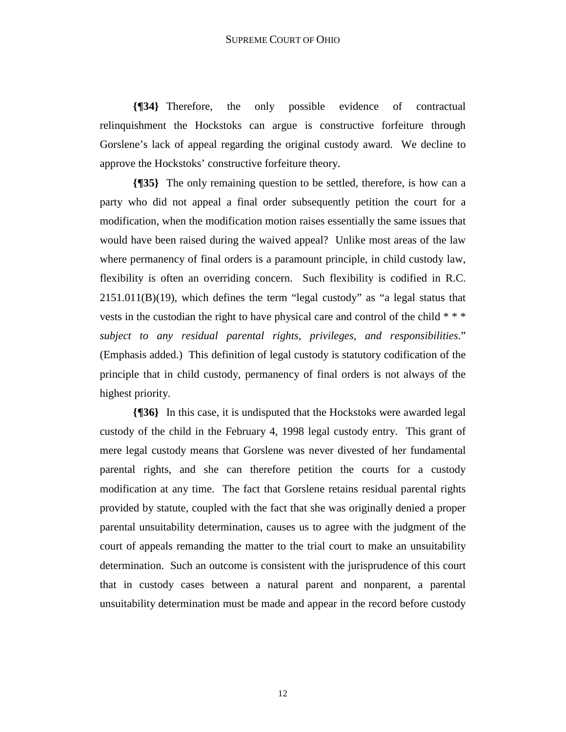**{¶34}** Therefore, the only possible evidence of contractual relinquishment the Hockstoks can argue is constructive forfeiture through Gorslene's lack of appeal regarding the original custody award. We decline to approve the Hockstoks' constructive forfeiture theory.

**{¶35}** The only remaining question to be settled, therefore, is how can a party who did not appeal a final order subsequently petition the court for a modification, when the modification motion raises essentially the same issues that would have been raised during the waived appeal? Unlike most areas of the law where permanency of final orders is a paramount principle, in child custody law, flexibility is often an overriding concern. Such flexibility is codified in R.C. 2151.011(B)(19), which defines the term "legal custody" as "a legal status that vests in the custodian the right to have physical care and control of the child * * * *subject to any residual parental rights, privileges, and responsibilities*." (Emphasis added.) This definition of legal custody is statutory codification of the principle that in child custody, permanency of final orders is not always of the highest priority.

**{¶36}** In this case, it is undisputed that the Hockstoks were awarded legal custody of the child in the February 4, 1998 legal custody entry. This grant of mere legal custody means that Gorslene was never divested of her fundamental parental rights, and she can therefore petition the courts for a custody modification at any time. The fact that Gorslene retains residual parental rights provided by statute, coupled with the fact that she was originally denied a proper parental unsuitability determination, causes us to agree with the judgment of the court of appeals remanding the matter to the trial court to make an unsuitability determination. Such an outcome is consistent with the jurisprudence of this court that in custody cases between a natural parent and nonparent, a parental unsuitability determination must be made and appear in the record before custody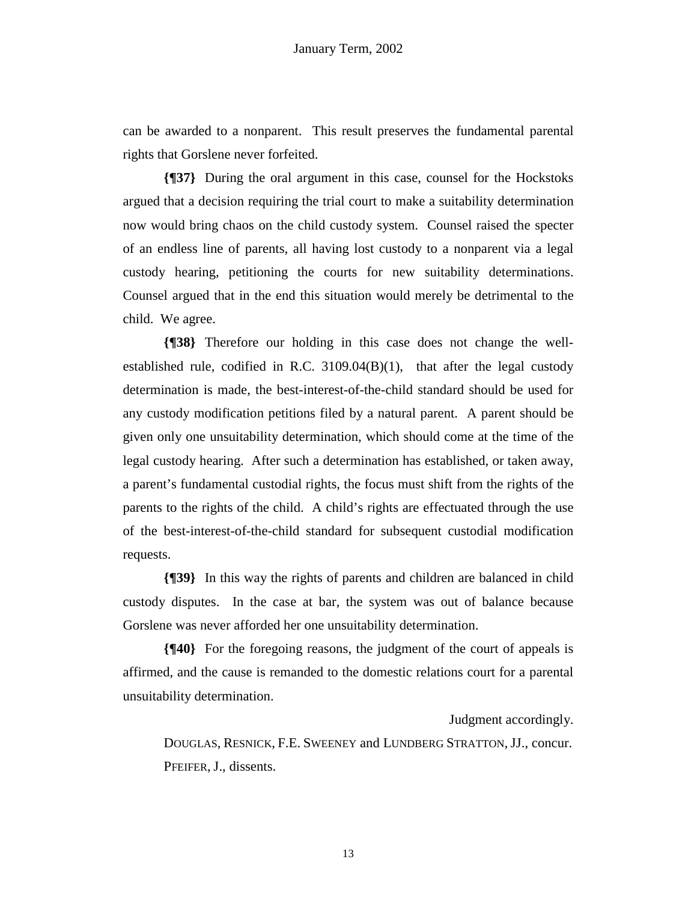can be awarded to a nonparent. This result preserves the fundamental parental rights that Gorslene never forfeited.

**{¶37}** During the oral argument in this case, counsel for the Hockstoks argued that a decision requiring the trial court to make a suitability determination now would bring chaos on the child custody system. Counsel raised the specter of an endless line of parents, all having lost custody to a nonparent via a legal custody hearing, petitioning the courts for new suitability determinations. Counsel argued that in the end this situation would merely be detrimental to the child. We agree.

**{¶38}** Therefore our holding in this case does not change the well-established rule, codified in R.C. 3109.04(B)(1), that after the legal custody determination is made, the best-interest-of-the-child standard should be used for any custody modification petitions filed by a natural parent. A parent should be given only one unsuitability determination, which should come at the time of the legal custody hearing. After such a determination has established, or taken away, a parent's fundamental custodial rights, the focus must shift from the rights of the parents to the rights of the child. A child's rights are effectuated through the use of the best-interest-of-the-child standard for subsequent custodial modification requests.

**{¶39}** In this way the rights of parents and children are balanced in child custody disputes. In the case at bar, the system was out of balance because Gorslene was never afforded her one unsuitability determination.

**{¶40}** For the foregoing reasons, the judgment of the court of appeals is affirmed, and the cause is remanded to the domestic relations court for a parental unsuitability determination.

Judgment accordingly.

DOUGLAS, RESNICK, F.E. SWEENEY and LUNDBERG STRATTON, JJ., concur.

PFEIFER, J., dissents.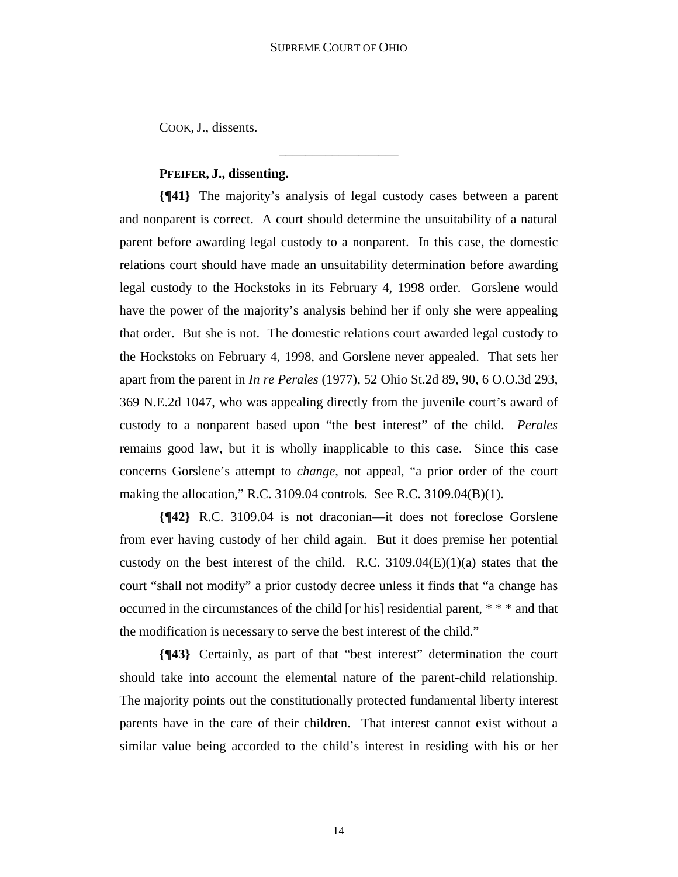COOK, J., dissents.

---

**PFEIFER, J., dissenting.**

**{¶41}** The majority's analysis of legal custody cases between a parent and nonparent is correct. A court should determine the unsuitability of a natural parent before awarding legal custody to a nonparent. In this case, the domestic relations court should have made an unsuitability determination before awarding legal custody to the Hockstoks in its February 4, 1998 order. Gorslene would have the power of the majority's analysis behind her if only she were appealing that order. But she is not. The domestic relations court awarded legal custody to the Hockstoks on February 4, 1998, and Gorslene never appealed. That sets her apart from the parent in *In re Perales* (1977), 52 Ohio St.2d 89, 90, 6 O.O.3d 293, 369 N.E.2d 1047, who was appealing directly from the juvenile court's award of custody to a nonparent based upon "the best interest" of the child. *Perales* remains good law, but it is wholly inapplicable to this case. Since this case concerns Gorslene's attempt to *change*, not appeal, "a prior order of the court making the allocation," R.C. 3109.04 controls. See R.C. 3109.04(B)(1).

**{¶42}** R.C. 3109.04 is not draconian—it does not foreclose Gorslene from ever having custody of her child again. But it does premise her potential custody on the best interest of the child. R.C. 3109.04(E)(1)(a) states that the court "shall not modify" a prior custody decree unless it finds that "a change has occurred in the circumstances of the child [or his] residential parent, * * * and that the modification is necessary to serve the best interest of the child."

**{¶43}** Certainly, as part of that "best interest" determination the court should take into account the elemental nature of the parent-child relationship. The majority points out the constitutionally protected fundamental liberty interest parents have in the care of their children. That interest cannot exist without a similar value being accorded to the child's interest in residing with his or her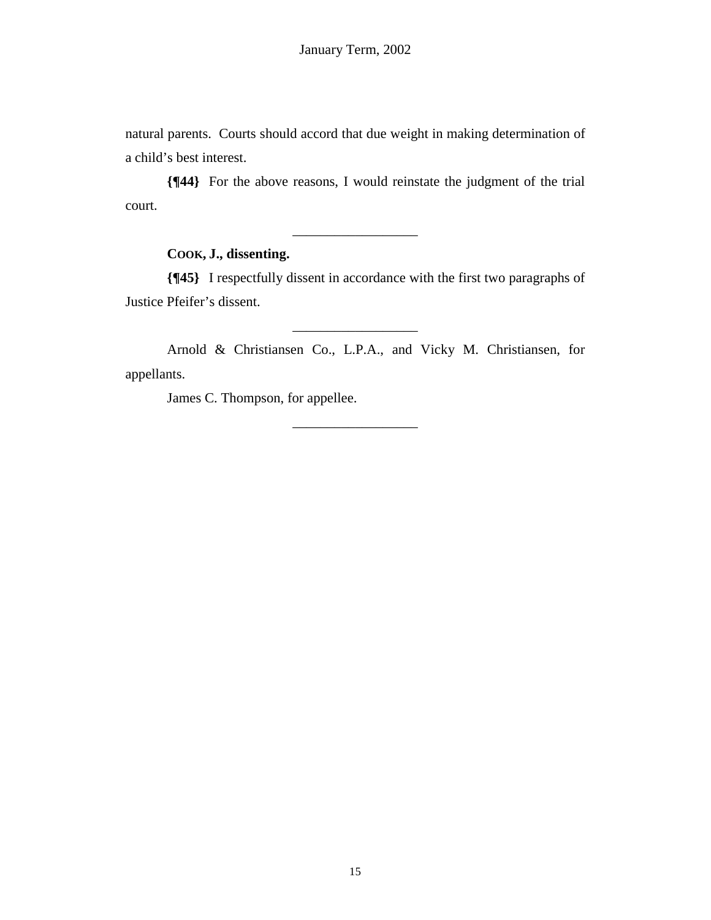natural parents. Courts should accord that due weight in making determination of a child's best interest.

**{¶44}** For the above reasons, I would reinstate the judgment of the trial court.

---

**COOK, J., dissenting.**

**{¶45}** I respectfully dissent in accordance with the first two paragraphs of Justice Pfeifer's dissent.

---

Arnold & Christiansen Co., L.P.A., and Vicky M. Christiansen, for appellants.

James C. Thompson, for appellee.

---